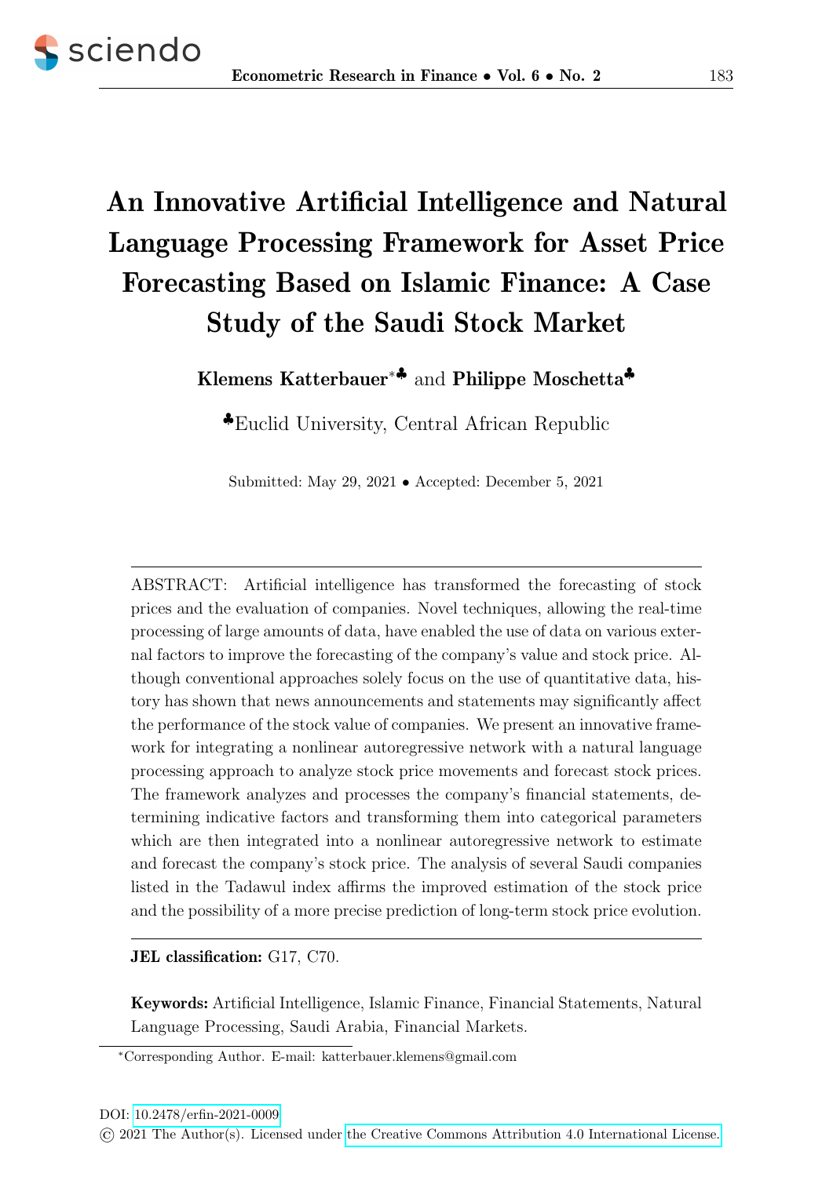# An Innovative Artificial Intelligence and Natural Language Processing Framework for Asset Price Forecasting Based on Islamic Finance: A Case Study of the Saudi Stock Market

**Klemens Katterbauer**[*♣] and **Philippe Moschetta**[♣]

[♣]Euclid University, Central African Republic

Submitted: May 29, 2021 • Accepted: December 5, 2021

ABSTRACT: Artificial intelligence has transformed the forecasting of stock prices and the evaluation of companies. Novel techniques, allowing the real-time processing of large amounts of data, have enabled the use of data on various external factors to improve the forecasting of the company's value and stock price. Although conventional approaches solely focus on the use of quantitative data, history has shown that news announcements and statements may significantly affect the performance of the stock value of companies. We present an innovative framework for integrating a nonlinear autoregressive network with a natural language processing approach to analyze stock price movements and forecast stock prices. The framework analyzes and processes the company's financial statements, determining indicative factors and transforming them into categorical parameters which are then integrated into a nonlinear autoregressive network to estimate and forecast the company's stock price. The analysis of several Saudi companies listed in the Tadawul index affirms the improved estimation of the stock price and the possibility of a more precise prediction of long-term stock price evolution.

**JEL classification:** G17, C70.

**Keywords:** Artificial Intelligence, Islamic Finance, Financial Statements, Natural Language Processing, Saudi Arabia, Financial Markets.

[*]Corresponding Author. E-mail: katterbauer.klemens@gmail.com

DOI: 10.2478/erfin-2021-0009

© 2021 The Author(s). Licensed under the Creative Commons Attribution 4.0 International License.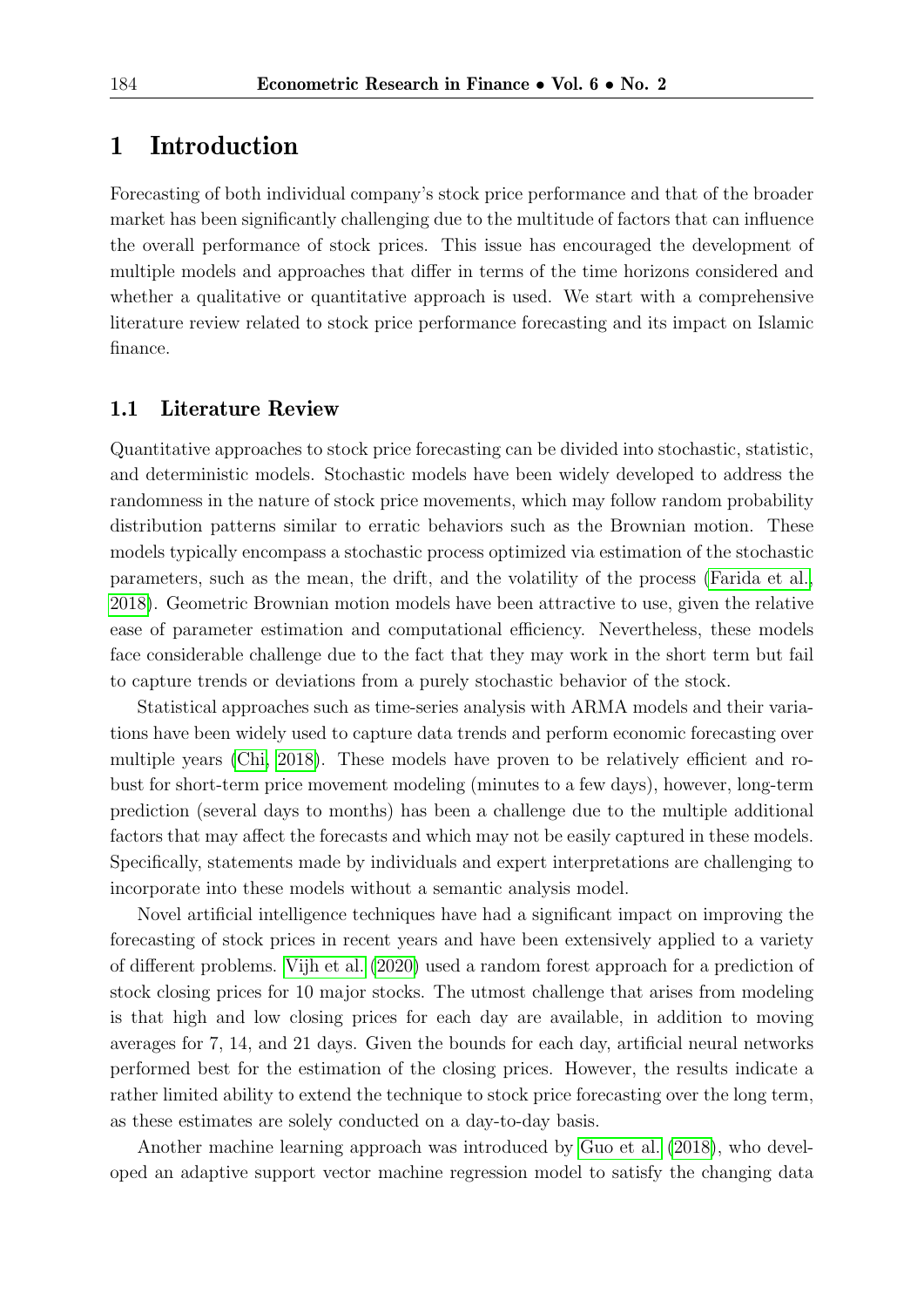# 1 Introduction

Forecasting of both individual company's stock price performance and that of the broader market has been significantly challenging due to the multitude of factors that can influence the overall performance of stock prices. This issue has encouraged the development of multiple models and approaches that differ in terms of the time horizons considered and whether a qualitative or quantitative approach is used. We start with a comprehensive literature review related to stock price performance forecasting and its impact on Islamic finance.

## 1.1 Literature Review

Quantitative approaches to stock price forecasting can be divided into stochastic, statistic, and deterministic models. Stochastic models have been widely developed to address the randomness in the nature of stock price movements, which may follow random probability distribution patterns similar to erratic behaviors such as the Brownian motion. These models typically encompass a stochastic process optimized via estimation of the stochastic parameters, such as the mean, the drift, and the volatility of the process (Farida et al., 2018). Geometric Brownian motion models have been attractive to use, given the relative ease of parameter estimation and computational efficiency. Nevertheless, these models face considerable challenge due to the fact that they may work in the short term but fail to capture trends or deviations from a purely stochastic behavior of the stock.

Statistical approaches such as time-series analysis with ARMA models and their variations have been widely used to capture data trends and perform economic forecasting over multiple years (Chi, 2018). These models have proven to be relatively efficient and robust for short-term price movement modeling (minutes to a few days), however, long-term prediction (several days to months) has been a challenge due to the multiple additional factors that may affect the forecasts and which may not be easily captured in these models. Specifically, statements made by individuals and expert interpretations are challenging to incorporate into these models without a semantic analysis model.

Novel artificial intelligence techniques have had a significant impact on improving the forecasting of stock prices in recent years and have been extensively applied to a variety of different problems. Vijh et al. (2020) used a random forest approach for a prediction of stock closing prices for 10 major stocks. The utmost challenge that arises from modeling is that high and low closing prices for each day are available, in addition to moving averages for 7, 14, and 21 days. Given the bounds for each day, artificial neural networks performed best for the estimation of the closing prices. However, the results indicate a rather limited ability to extend the technique to stock price forecasting over the long term, as these estimates are solely conducted on a day-to-day basis.

Another machine learning approach was introduced by Guo et al. (2018), who developed an adaptive support vector machine regression model to satisfy the changing data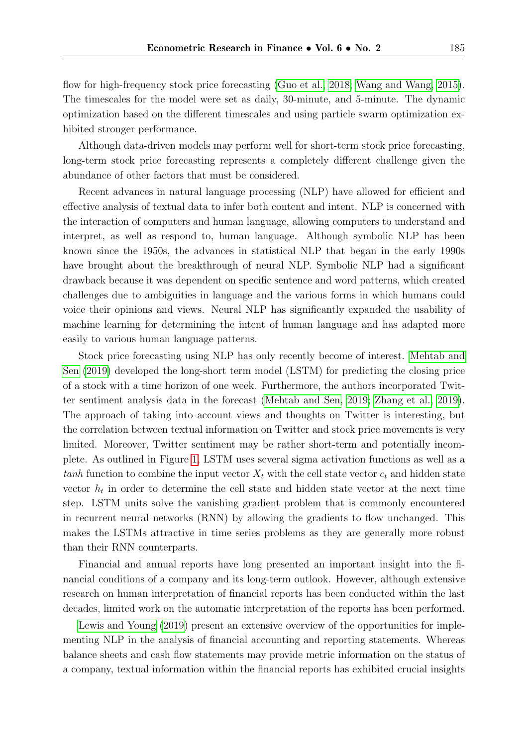flow for high-frequency stock price forecasting (Guo et al., 2018; Wang and Wang, 2015). The timescales for the model were set as daily, 30-minute, and 5-minute. The dynamic optimization based on the different timescales and using particle swarm optimization exhibited stronger performance.

Although data-driven models may perform well for short-term stock price forecasting, long-term stock price forecasting represents a completely different challenge given the abundance of other factors that must be considered.

Recent advances in natural language processing (NLP) have allowed for efficient and effective analysis of textual data to infer both content and intent. NLP is concerned with the interaction of computers and human language, allowing computers to understand and interpret, as well as respond to, human language. Although symbolic NLP has been known since the 1950s, the advances in statistical NLP that began in the early 1990s have brought about the breakthrough of neural NLP. Symbolic NLP had a significant drawback because it was dependent on specific sentence and word patterns, which created challenges due to ambiguities in language and the various forms in which humans could voice their opinions and views. Neural NLP has significantly expanded the usability of machine learning for determining the intent of human language and has adapted more easily to various human language patterns.

Stock price forecasting using NLP has only recently become of interest. Mehtab and Sen (2019) developed the long-short term model (LSTM) for predicting the closing price of a stock with a time horizon of one week. Furthermore, the authors incorporated Twitter sentiment analysis data in the forecast (Mehtab and Sen, 2019; Zhang et al., 2019). The approach of taking into account views and thoughts on Twitter is interesting, but the correlation between textual information on Twitter and stock price movements is very limited. Moreover, Twitter sentiment may be rather short-term and potentially incomplete. As outlined in Figure 1, LSTM uses several sigma activation functions as well as a *tanh* function to combine the input vector $X_t$ with the cell state vector $c_t$ and hidden state vector $h_t$ in order to determine the cell state and hidden state vector at the next time step. LSTM units solve the vanishing gradient problem that is commonly encountered in recurrent neural networks (RNN) by allowing the gradients to flow unchanged. This makes the LSTMs attractive in time series problems as they are generally more robust than their RNN counterparts.

Financial and annual reports have long presented an important insight into the financial conditions of a company and its long-term outlook. However, although extensive research on human interpretation of financial reports has been conducted within the last decades, limited work on the automatic interpretation of the reports has been performed.

Lewis and Young (2019) present an extensive overview of the opportunities for implementing NLP in the analysis of financial accounting and reporting statements. Whereas balance sheets and cash flow statements may provide metric information on the status of a company, textual information within the financial reports has exhibited crucial insights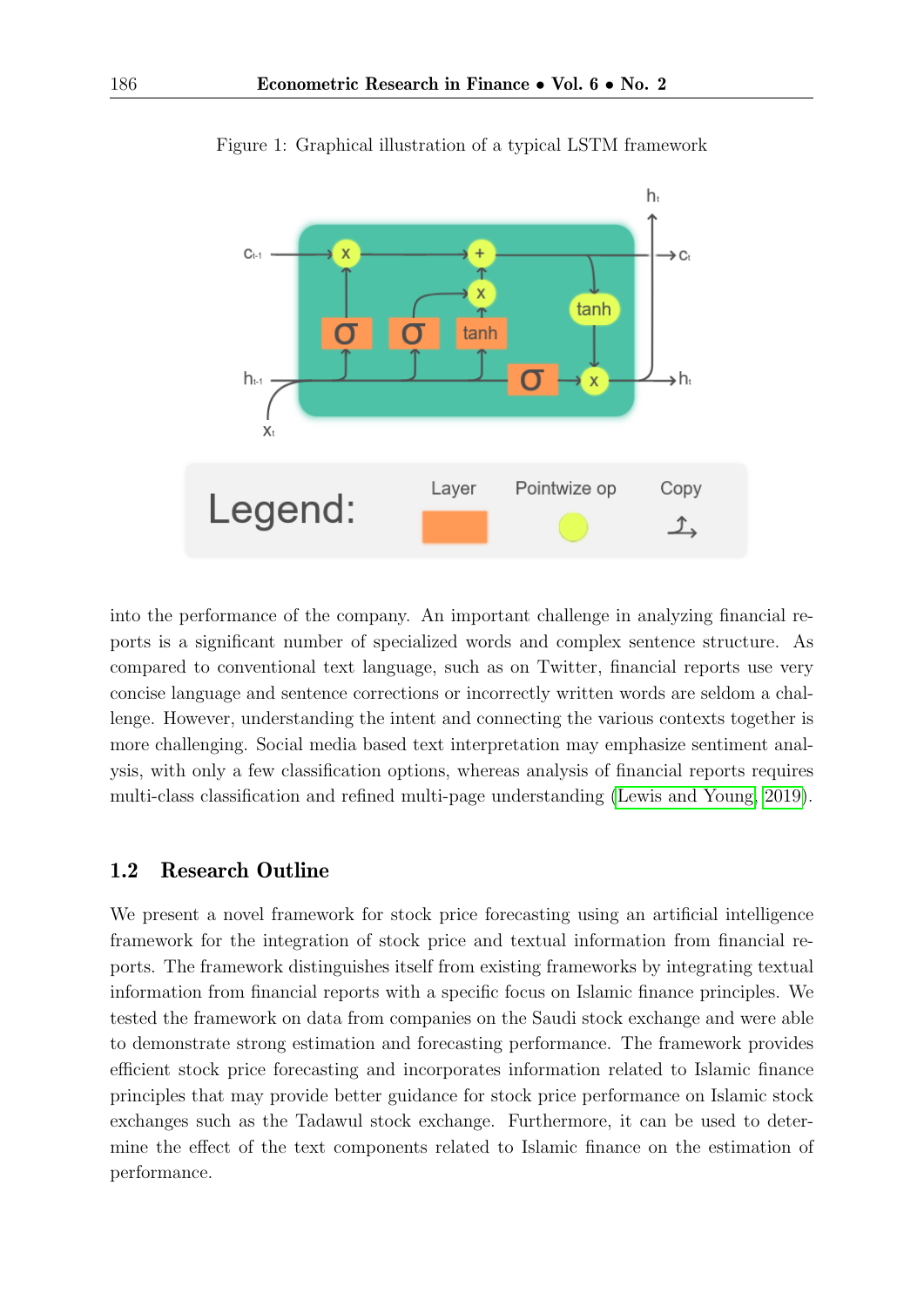Figure 1: Graphical illustration of a typical LSTM framework

into the performance of the company. An important challenge in analyzing financial reports is a significant number of specialized words and complex sentence structure. As compared to conventional text language, such as on Twitter, financial reports use very concise language and sentence corrections or incorrectly written words are seldom a challenge. However, understanding the intent and connecting the various contexts together is more challenging. Social media based text interpretation may emphasize sentiment analysis, with only a few classification options, whereas analysis of financial reports requires multi-class classification and refined multi-page understanding (Lewis and Young, 2019).

### 1.2 Research Outline

We present a novel framework for stock price forecasting using an artificial intelligence framework for the integration of stock price and textual information from financial reports. The framework distinguishes itself from existing frameworks by integrating textual information from financial reports with a specific focus on Islamic finance principles. We tested the framework on data from companies on the Saudi stock exchange and were able to demonstrate strong estimation and forecasting performance. The framework provides efficient stock price forecasting and incorporates information related to Islamic finance principles that may provide better guidance for stock price performance on Islamic stock exchanges such as the Tadawul stock exchange. Furthermore, it can be used to determine the effect of the text components related to Islamic finance on the estimation of performance.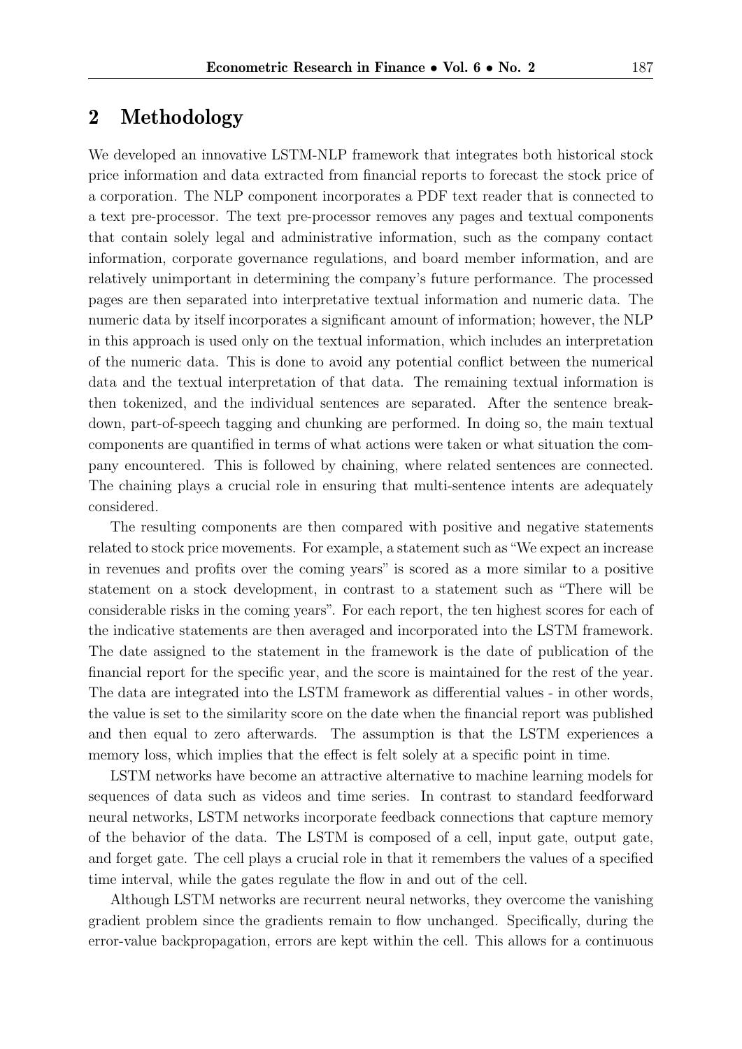## 2 Methodology

We developed an innovative LSTM-NLP framework that integrates both historical stock price information and data extracted from financial reports to forecast the stock price of a corporation. The NLP component incorporates a PDF text reader that is connected to a text pre-processor. The text pre-processor removes any pages and textual components that contain solely legal and administrative information, such as the company contact information, corporate governance regulations, and board member information, and are relatively unimportant in determining the company's future performance. The processed pages are then separated into interpretative textual information and numeric data. The numeric data by itself incorporates a significant amount of information; however, the NLP in this approach is used only on the textual information, which includes an interpretation of the numeric data. This is done to avoid any potential conflict between the numerical data and the textual interpretation of that data. The remaining textual information is then tokenized, and the individual sentences are separated. After the sentence breakdown, part-of-speech tagging and chunking are performed. In doing so, the main textual components are quantified in terms of what actions were taken or what situation the company encountered. This is followed by chaining, where related sentences are connected. The chaining plays a crucial role in ensuring that multi-sentence intents are adequately considered.

The resulting components are then compared with positive and negative statements related to stock price movements. For example, a statement such as "We expect an increase in revenues and profits over the coming years" is scored as a more similar to a positive statement on a stock development, in contrast to a statement such as "There will be considerable risks in the coming years". For each report, the ten highest scores for each of the indicative statements are then averaged and incorporated into the LSTM framework. The date assigned to the statement in the framework is the date of publication of the financial report for the specific year, and the score is maintained for the rest of the year. The data are integrated into the LSTM framework as differential values - in other words, the value is set to the similarity score on the date when the financial report was published and then equal to zero afterwards. The assumption is that the LSTM experiences a memory loss, which implies that the effect is felt solely at a specific point in time.

LSTM networks have become an attractive alternative to machine learning models for sequences of data such as videos and time series. In contrast to standard feedforward neural networks, LSTM networks incorporate feedback connections that capture memory of the behavior of the data. The LSTM is composed of a cell, input gate, output gate, and forget gate. The cell plays a crucial role in that it remembers the values of a specified time interval, while the gates regulate the flow in and out of the cell.

Although LSTM networks are recurrent neural networks, they overcome the vanishing gradient problem since the gradients remain to flow unchanged. Specifically, during the error-value backpropagation, errors are kept within the cell. This allows for a continuous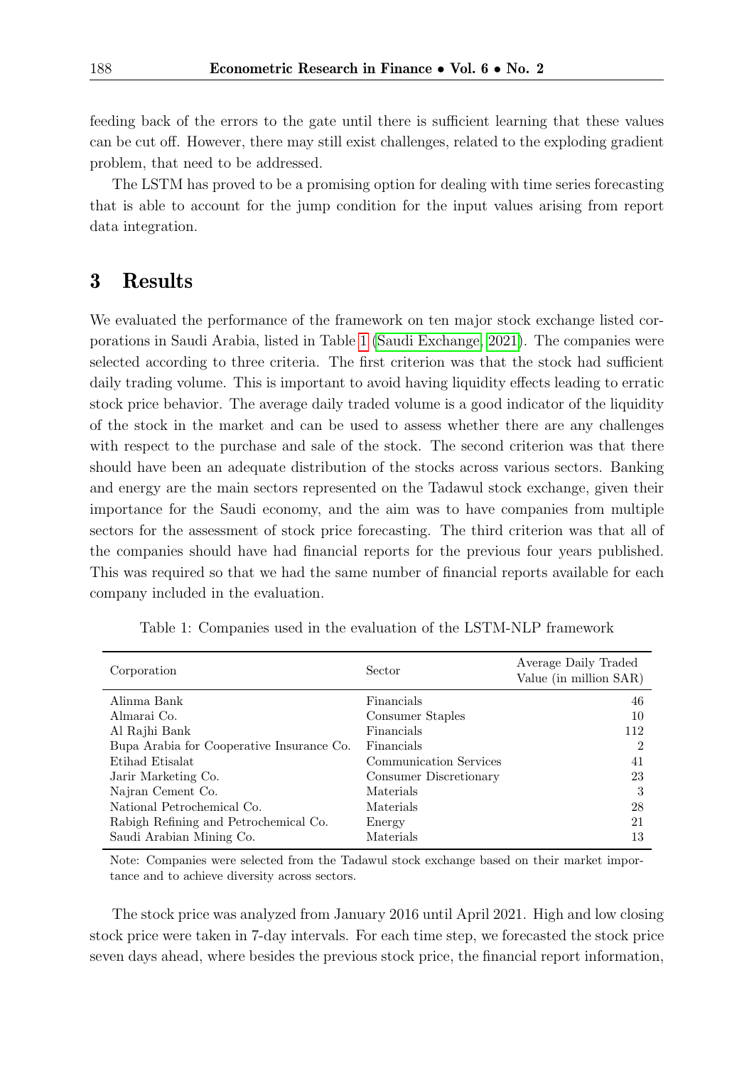feeding back of the errors to the gate until there is sufficient learning that these values can be cut off. However, there may still exist challenges, related to the exploding gradient problem, that need to be addressed.

The LSTM has proved to be a promising option for dealing with time series forecasting that is able to account for the jump condition for the input values arising from report data integration.

# 3 Results

We evaluated the performance of the framework on ten major stock exchange listed corporations in Saudi Arabia, listed in Table 1 (Saudi Exchange, 2021). The companies were selected according to three criteria. The first criterion was that the stock had sufficient daily trading volume. This is important to avoid having liquidity effects leading to erratic stock price behavior. The average daily traded volume is a good indicator of the liquidity of the stock in the market and can be used to assess whether there are any challenges with respect to the purchase and sale of the stock. The second criterion was that there should have been an adequate distribution of the stocks across various sectors. Banking and energy are the main sectors represented on the Tadawul stock exchange, given their importance for the Saudi economy, and the aim was to have companies from multiple sectors for the assessment of stock price forecasting. The third criterion was that all of the companies should have had financial reports for the previous four years published. This was required so that we had the same number of financial reports available for each company included in the evaluation.

Table 1: Companies used in the evaluation of the LSTM-NLP framework

| Corporation | Sector | Average Daily Traded Value (in million SAR) |
|---|---|---|
| Alinma Bank | Financials | 46 |
| Almarai Co. | Consumer Staples | 10 |
| Al Rajhi Bank | Financials | 112 |
| Bupa Arabia for Cooperative Insurance Co. | Financials | 2 |
| Etihad Etisalat | Communication Services | 41 |
| Jarir Marketing Co. | Consumer Discretionary | 23 |
| Najran Cement Co. | Materials | 3 |
| National Petrochemical Co. | Materials | 28 |
| Rabigh Refining and Petrochemical Co. | Energy | 21 |
| Saudi Arabian Mining Co. | Materials | 13 |

Note: Companies were selected from the Tadawul stock exchange based on their market importance and to achieve diversity across sectors.

The stock price was analyzed from January 2016 until April 2021. High and low closing stock price were taken in 7-day intervals. For each time step, we forecasted the stock price seven days ahead, where besides the previous stock price, the financial report information,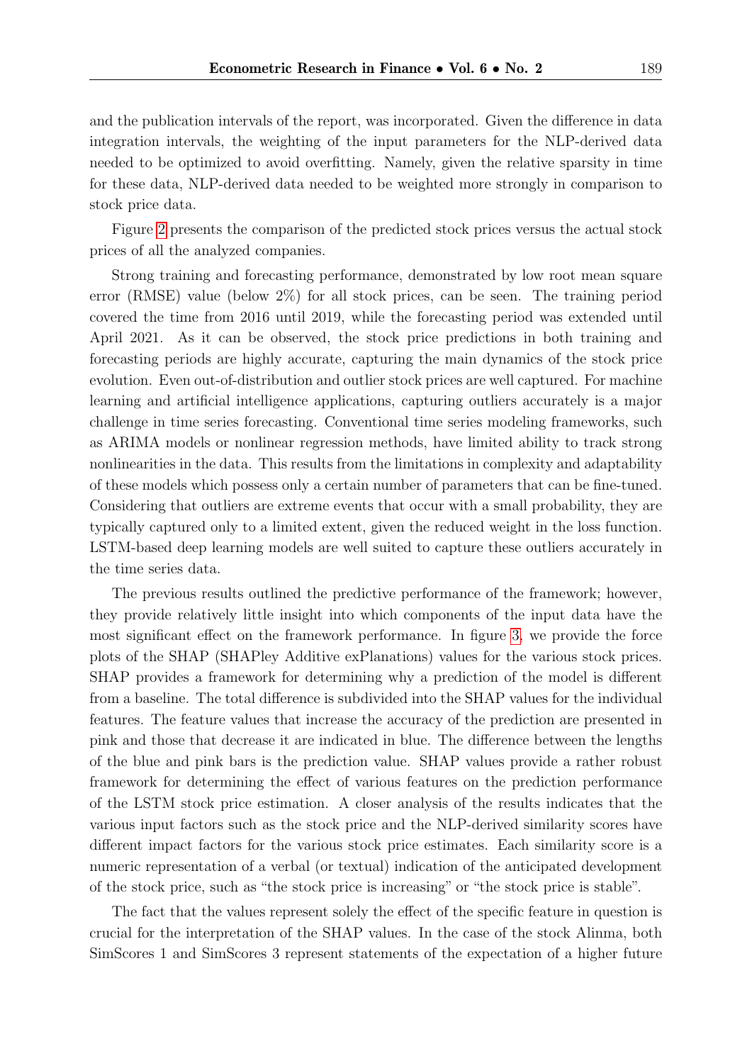and the publication intervals of the report, was incorporated. Given the difference in data integration intervals, the weighting of the input parameters for the NLP-derived data needed to be optimized to avoid overfitting. Namely, given the relative sparsity in time for these data, NLP-derived data needed to be weighted more strongly in comparison to stock price data.

Figure 2 presents the comparison of the predicted stock prices versus the actual stock prices of all the analyzed companies.

Strong training and forecasting performance, demonstrated by low root mean square error (RMSE) value (below 2%) for all stock prices, can be seen. The training period covered the time from 2016 until 2019, while the forecasting period was extended until April 2021. As it can be observed, the stock price predictions in both training and forecasting periods are highly accurate, capturing the main dynamics of the stock price evolution. Even out-of-distribution and outlier stock prices are well captured. For machine learning and artificial intelligence applications, capturing outliers accurately is a major challenge in time series forecasting. Conventional time series modeling frameworks, such as ARIMA models or nonlinear regression methods, have limited ability to track strong nonlinearities in the data. This results from the limitations in complexity and adaptability of these models which possess only a certain number of parameters that can be fine-tuned. Considering that outliers are extreme events that occur with a small probability, they are typically captured only to a limited extent, given the reduced weight in the loss function. LSTM-based deep learning models are well suited to capture these outliers accurately in the time series data.

The previous results outlined the predictive performance of the framework; however, they provide relatively little insight into which components of the input data have the most significant effect on the framework performance. In figure 3, we provide the force plots of the SHAP (SHAPley Additive exPlanations) values for the various stock prices. SHAP provides a framework for determining why a prediction of the model is different from a baseline. The total difference is subdivided into the SHAP values for the individual features. The feature values that increase the accuracy of the prediction are presented in pink and those that decrease it are indicated in blue. The difference between the lengths of the blue and pink bars is the prediction value. SHAP values provide a rather robust framework for determining the effect of various features on the prediction performance of the LSTM stock price estimation. A closer analysis of the results indicates that the various input factors such as the stock price and the NLP-derived similarity scores have different impact factors for the various stock price estimates. Each similarity score is a numeric representation of a verbal (or textual) indication of the anticipated development of the stock price, such as "the stock price is increasing" or "the stock price is stable".

The fact that the values represent solely the effect of the specific feature in question is crucial for the interpretation of the SHAP values. In the case of the stock Alinma, both SimScores 1 and SimScores 3 represent statements of the expectation of a higher future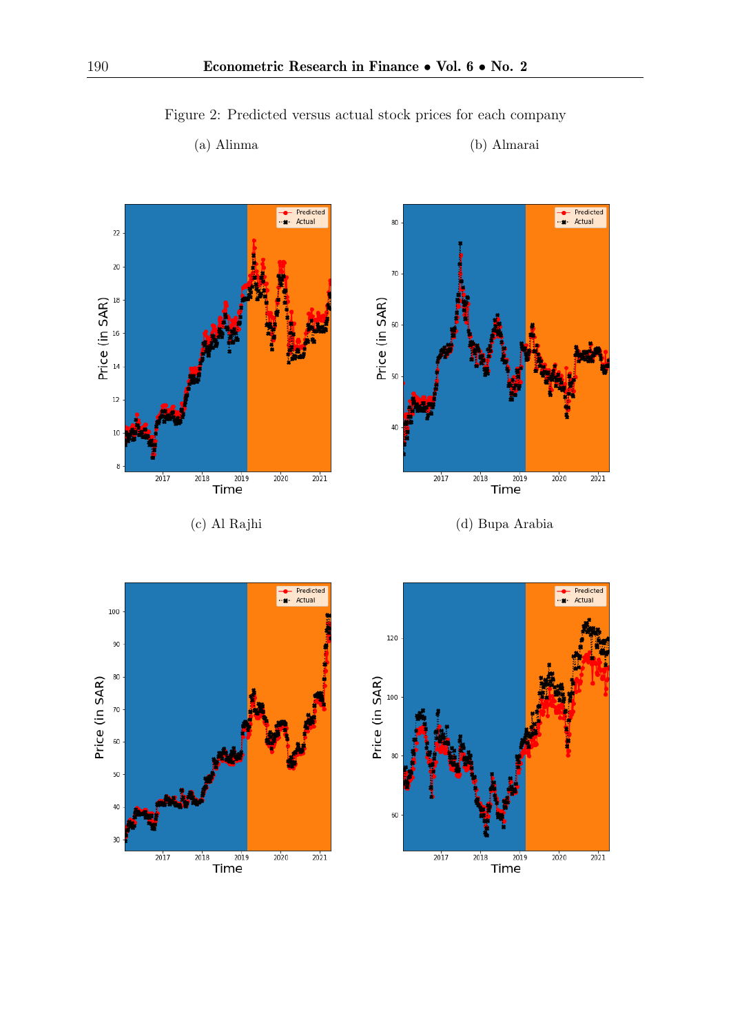Figure 2: Predicted versus actual stock prices for each company

(a) Alinma

(b) Almarai

(c) Al Rajhi

(d) Bupa Arabia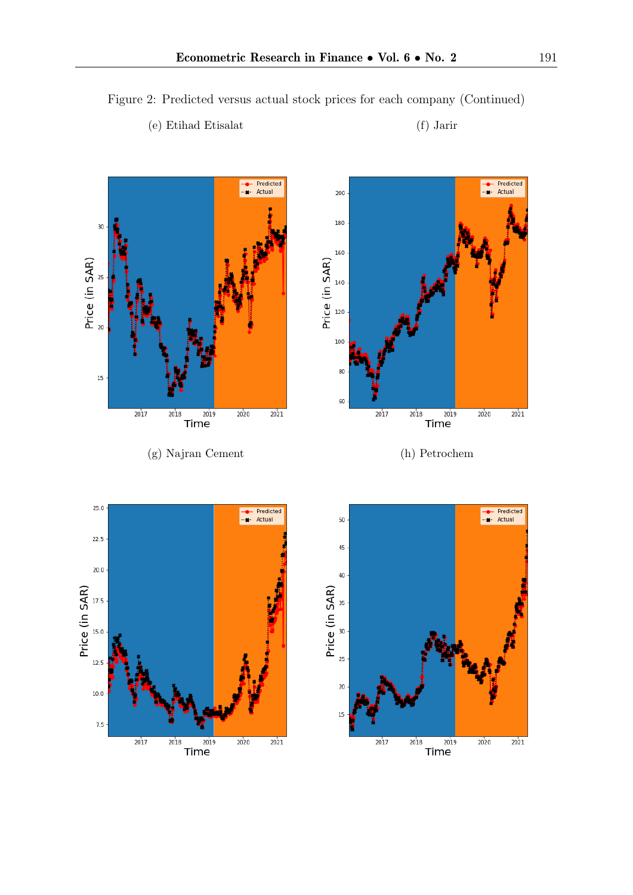Figure 2: Predicted versus actual stock prices for each company (Continued)

(e) Etihad Etisalat

(f) Jarir

(g) Najran Cement

(h) Petrochem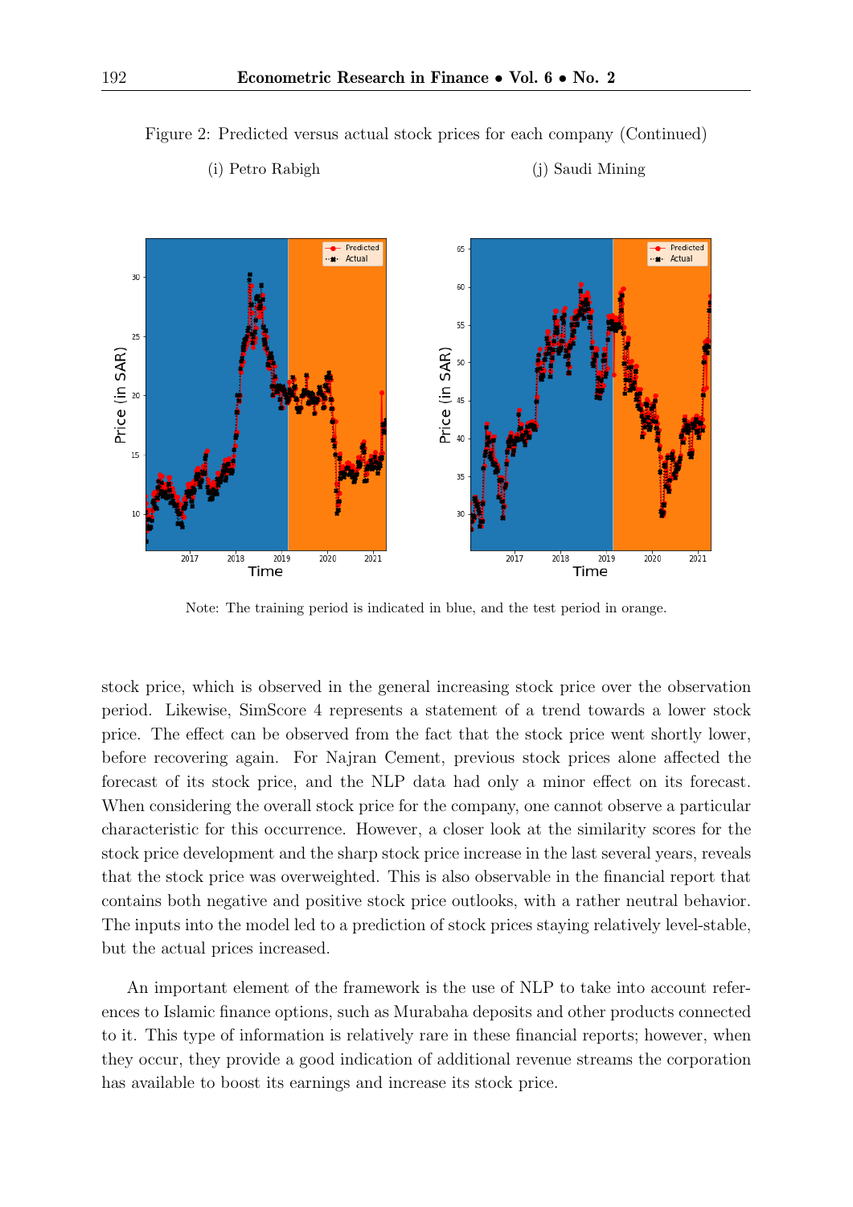Figure 2: Predicted versus actual stock prices for each company (Continued)

(i) Petro Rabigh (j) Saudi Mining

Note: The training period is indicated in blue, and the test period in orange.

stock price, which is observed in the general increasing stock price over the observation period. Likewise, SimScore 4 represents a statement of a trend towards a lower stock price. The effect can be observed from the fact that the stock price went shortly lower, before recovering again. For Najran Cement, previous stock prices alone affected the forecast of its stock price, and the NLP data had only a minor effect on its forecast. When considering the overall stock price for the company, one cannot observe a particular characteristic for this occurrence. However, a closer look at the similarity scores for the stock price development and the sharp stock price increase in the last several years, reveals that the stock price was overweighted. This is also observable in the financial report that contains both negative and positive stock price outlooks, with a rather neutral behavior. The inputs into the model led to a prediction of stock prices staying relatively level-stable, but the actual prices increased.

An important element of the framework is the use of NLP to take into account references to Islamic finance options, such as Murabaha deposits and other products connected to it. This type of information is relatively rare in these financial reports; however, when they occur, they provide a good indication of additional revenue streams the corporation has available to boost its earnings and increase its stock price.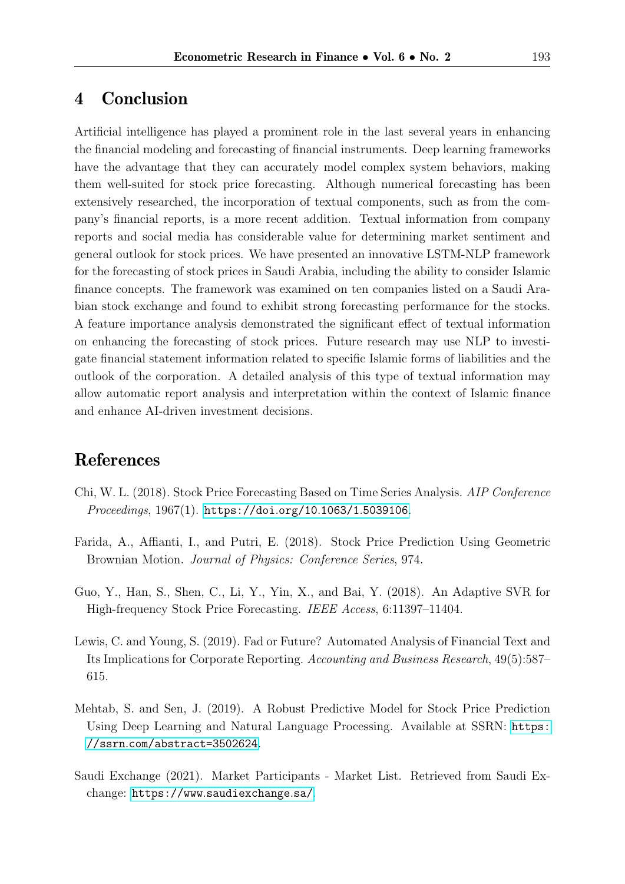## 4 Conclusion

Artificial intelligence has played a prominent role in the last several years in enhancing the financial modeling and forecasting of financial instruments. Deep learning frameworks have the advantage that they can accurately model complex system behaviors, making them well-suited for stock price forecasting. Although numerical forecasting has been extensively researched, the incorporation of textual components, such as from the company's financial reports, is a more recent addition. Textual information from company reports and social media has considerable value for determining market sentiment and general outlook for stock prices. We have presented an innovative LSTM-NLP framework for the forecasting of stock prices in Saudi Arabia, including the ability to consider Islamic finance concepts. The framework was examined on ten companies listed on a Saudi Arabian stock exchange and found to exhibit strong forecasting performance for the stocks. A feature importance analysis demonstrated the significant effect of textual information on enhancing the forecasting of stock prices. Future research may use NLP to investigate financial statement information related to specific Islamic forms of liabilities and the outlook of the corporation. A detailed analysis of this type of textual information may allow automatic report analysis and interpretation within the context of Islamic finance and enhance AI-driven investment decisions.

## References

Chi, W. L. (2018). Stock Price Forecasting Based on Time Series Analysis. *AIP Conference Proceedings*, 1967(1). https://doi.org/10.1063/1.5039106.

Farida, A., Affianti, I., and Putri, E. (2018). Stock Price Prediction Using Geometric Brownian Motion. *Journal of Physics: Conference Series*, 974.

Guo, Y., Han, S., Shen, C., Li, Y., Yin, X., and Bai, Y. (2018). An Adaptive SVR for High-frequency Stock Price Forecasting. *IEEE Access*, 6:11397–11404.

Lewis, C. and Young, S. (2019). Fad or Future? Automated Analysis of Financial Text and Its Implications for Corporate Reporting. *Accounting and Business Research*, 49(5):587–615.

Mehtab, S. and Sen, J. (2019). A Robust Predictive Model for Stock Price Prediction Using Deep Learning and Natural Language Processing. Available at SSRN: https://ssrn.com/abstract=3502624.

Saudi Exchange (2021). Market Participants - Market List. Retrieved from Saudi Exchange: https://www.saudiexchange.sa/.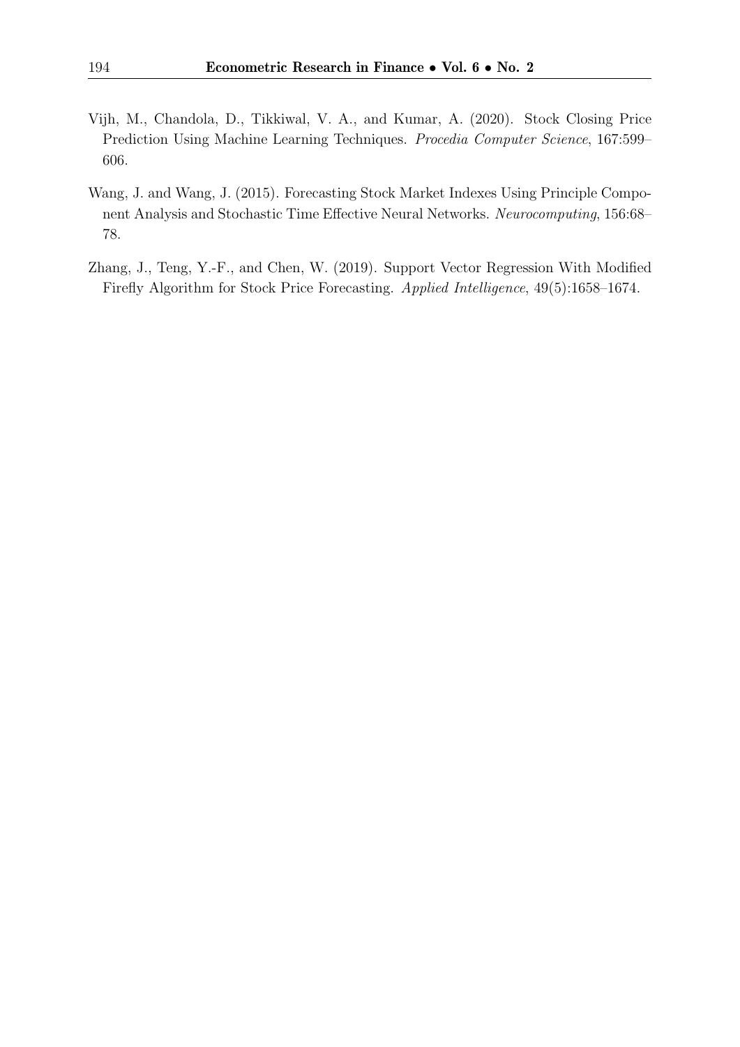Vijh, M., Chandola, D., Tikkiwal, V. A., and Kumar, A. (2020). Stock Closing Price Prediction Using Machine Learning Techniques. *Procedia Computer Science*, 167:599–606.

Wang, J. and Wang, J. (2015). Forecasting Stock Market Indexes Using Principle Component Analysis and Stochastic Time Effective Neural Networks. *Neurocomputing*, 156:68–78.

Zhang, J., Teng, Y.-F., and Chen, W. (2019). Support Vector Regression With Modified Firefly Algorithm for Stock Price Forecasting. *Applied Intelligence*, 49(5):1658–1674.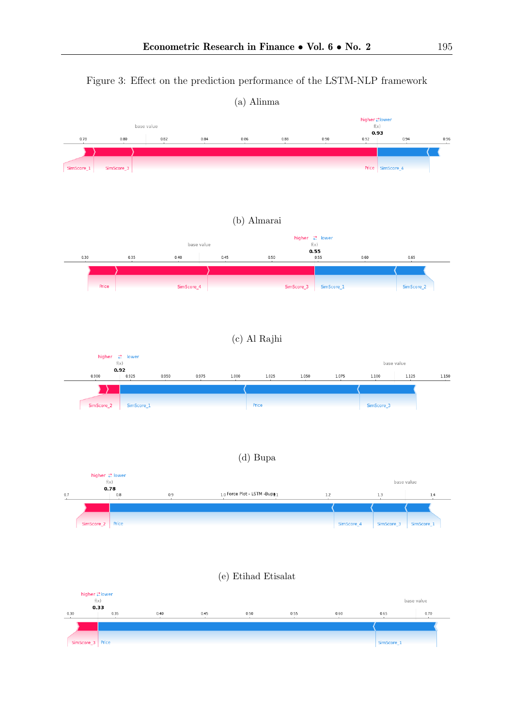Figure 3: Effect on the prediction performance of the LSTM-NLP framework

(a) Alinma

(b) Almarai

(c) Al Rajhi

(d) Bupa

(e) Etihad Etisalat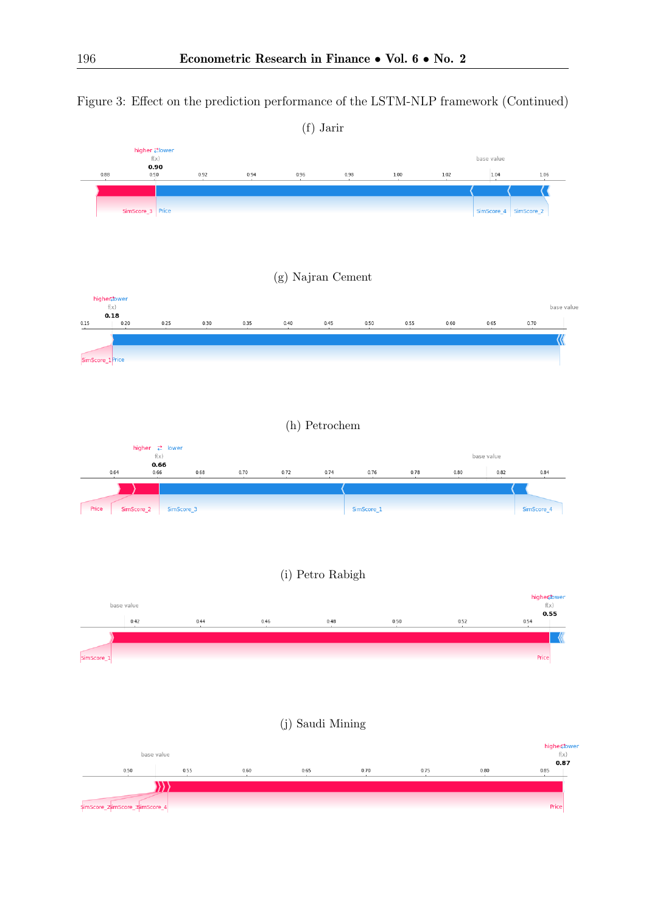Figure 3: Effect on the prediction performance of the LSTM-NLP framework (Continued)

(f) Jarir

higher ⇄ lower
f(x)
0.90
base value
0.88 0.90 0.92 0.94 0.96 0.98 1.00 1.02 1.04 1.06
SimScore_3 Price SimScore_4 SimScore_2

(g) Najran Cement

higher ⇄ lower
f(x)
0.18
base value
0.15 0.20 0.25 0.30 0.35 0.40 0.45 0.50 0.55 0.60 0.65 0.70
SimScore_1 Price

(h) Petrochem

higher ⇄ lower
f(x)
0.66
base value
0.64 0.66 0.68 0.70 0.72 0.74 0.76 0.78 0.80 0.82 0.84
Price SimScore_2 SimScore_3 SimScore_1 SimScore_4

(i) Petro Rabigh

base value
higher ⇄ lower
f(x)
0.55
0.42 0.44 0.46 0.48 0.50 0.52 0.54
SimScore_1 Price

(j) Saudi Mining

base value
higher ⇄ lower
f(x)
0.87
0.50 0.55 0.60 0.65 0.70 0.75 0.80 0.85
SimScore_2 SimScore_3 SimScore_4 Price